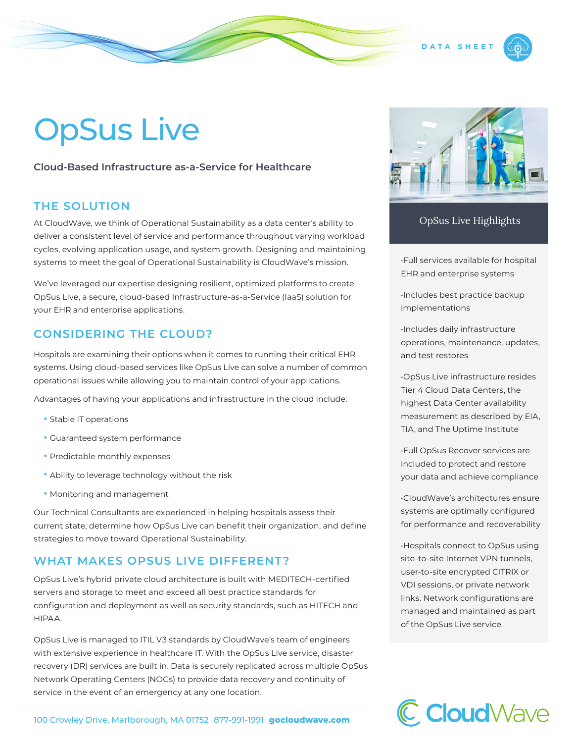DATA SHEET

# OpsSus Live

**Cloud-Based Infrastructure as-a-Service for Healthcare**

## THE SOLUTION

At CloudWave, we think of Operational Sustainability as a data center's ability to deliver a consistent level of service and performance throughout varying workload cycles, evolving application usage, and system growth. Designing and maintaining systems to meet the goal of Operational Sustainability is CloudWave's mission.

We've leveraged our expertise designing resilient, optimized platforms to create OpSus Live, a secure, cloud-based Infrastructure-as-a-Service (IaaS) solution for your EHR and enterprise applications.

## CONSIDERING THE CLOUD?

Hospitals are examining their options when it comes to running their critical EHR systems. Using cloud-based services like OpSus Live can solve a number of common operational issues while allowing you to maintain control of your applications.

Advantages of having your applications and infrastructure in the cloud include:

- Stable IT operations
- Guaranteed system performance
- Predictable monthly expenses
- Ability to leverage technology without the risk
- Monitoring and management

Our Technical Consultants are experienced in helping hospitals assess their current state, determine how OpSus Live can benefit their organization, and define strategies to move toward Operational Sustainability.

## WHAT MAKES OPSUS LIVE DIFFERENT?

OpSus Live's hybrid private cloud architecture is built with MEDITECH-certified servers and storage to meet and exceed all best practice standards for configuration and deployment as well as security standards, such as HITECH and HIPAA.

OpSus Live is managed to ITIL V3 standards by CloudWave's team of engineers with extensive experience in healthcare IT. With the OpSus Live service, disaster recovery (DR) services are built in. Data is securely replicated across multiple OpSus Network Operating Centers (NOCs) to provide data recovery and continuity of service in the event of an emergency at any one location.

### OpSus Live Highlights

- Full services available for hospital EHR and enterprise systems
- Includes best practice backup implementations
- Includes daily infrastructure operations, maintenance, updates, and test restores
- OpSus Live infrastructure resides Tier 4 Cloud Data Centers, the highest Data Center availability measurement as described by EIA, TIA, and The Uptime Institute
- Full OpSus Recover services are included to protect and restore your data and achieve compliance
- CloudWave's architectures ensure systems are optimally configured for performance and recoverability
- Hospitals connect to OpSus using site-to-site Internet VPN tunnels, user-to-site encrypted CITRIX or VDI sessions, or private network links. Network configurations are managed and maintained as part of the OpSus Live service

100 Crowley Drive, Marlborough, MA 01752 877-991-1991 **gocloudwave.com**

CloudWave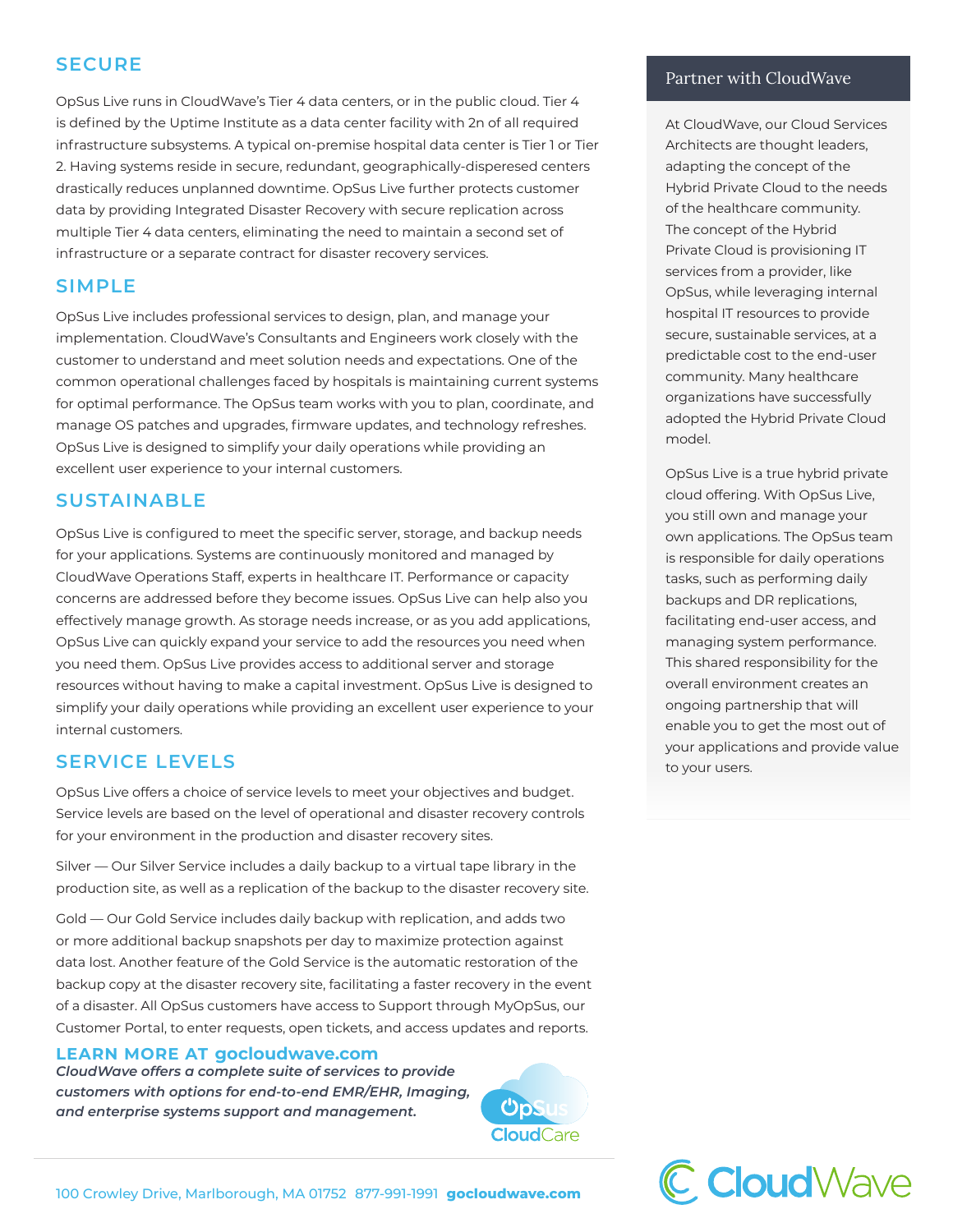## SECURE

OpsSus Live runs in CloudWave's Tier 4 data centers, or in the public cloud. Tier 4 is defined by the Uptime Institute as a data center facility with 2n of all required infrastructure subsystems. A typical on-premise hospital data center is Tier 1 or Tier 2. Having systems reside in secure, redundant, geographically-disperesed centers drastically reduces unplanned downtime. OpSus Live further protects customer data by providing Integrated Disaster Recovery with secure replication across multiple Tier 4 data centers, eliminating the need to maintain a second set of infrastructure or a separate contract for disaster recovery services.

## SIMPLE

OpSus Live includes professional services to design, plan, and manage your implementation. CloudWave's Consultants and Engineers work closely with the customer to understand and meet solution needs and expectations. One of the common operational challenges faced by hospitals is maintaining current systems for optimal performance. The OpSus team works with you to plan, coordinate, and manage OS patches and upgrades, firmware updates, and technology refreshes. OpSus Live is designed to simplify your daily operations while providing an excellent user experience to your internal customers.

## SUSTAINABLE

OpSus Live is configured to meet the specific server, storage, and backup needs for your applications. Systems are continuously monitored and managed by CloudWave Operations Staff, experts in healthcare IT. Performance or capacity concerns are addressed before they become issues. OpSus Live can help also you effectively manage growth. As storage needs increase, or as you add applications, OpSus Live can quickly expand your service to add the resources you need when you need them. OpSus Live provides access to additional server and storage resources without having to make a capital investment. OpSus Live is designed to simplify your daily operations while providing an excellent user experience to your internal customers.

## SERVICE LEVELS

OpSus Live offers a choice of service levels to meet your objectives and budget. Service levels are based on the level of operational and disaster recovery controls for your environment in the production and disaster recovery sites.

Silver — Our Silver Service includes a daily backup to a virtual tape library in the production site, as well as a replication of the backup to the disaster recovery site.

Gold — Our Gold Service includes daily backup with replication, and adds two or more additional backup snapshots per day to maximize protection against data lost. Another feature of the Gold Service is the automatic restoration of the backup copy at the disaster recovery site, facilitating a faster recovery in the event of a disaster. All OpSus customers have access to Support through MyOpSus, our Customer Portal, to enter requests, open tickets, and access updates and reports.

### LEARN MORE AT gocloudwave.com

***CloudWave offers a complete suite of services to provide customers with options for end-to-end EMR/EHR, Imaging, and enterprise systems support and management.***

OpSus CloudCare

## Partner with CloudWave

At CloudWave, our Cloud Services Architects are thought leaders, adapting the concept of the Hybrid Private Cloud to the needs of the healthcare community. The concept of the Hybrid Private Cloud is provisioning IT services from a provider, like OpSus, while leveraging internal hospital IT resources to provide secure, sustainable services, at a predictable cost to the end-user community. Many healthcare organizations have successfully adopted the Hybrid Private Cloud model.

OpSus Live is a true hybrid private cloud offering. With OpSus Live, you still own and manage your own applications. The OpSus team is responsible for daily operations tasks, such as performing daily backups and DR replications, facilitating end-user access, and managing system performance. This shared responsibility for the overall environment creates an ongoing partnership that will enable you to get the most out of your applications and provide value to your users.

100 Crowley Drive, Marlborough, MA 01752 877-991-1991 **gocloudwave.com**

CloudWave